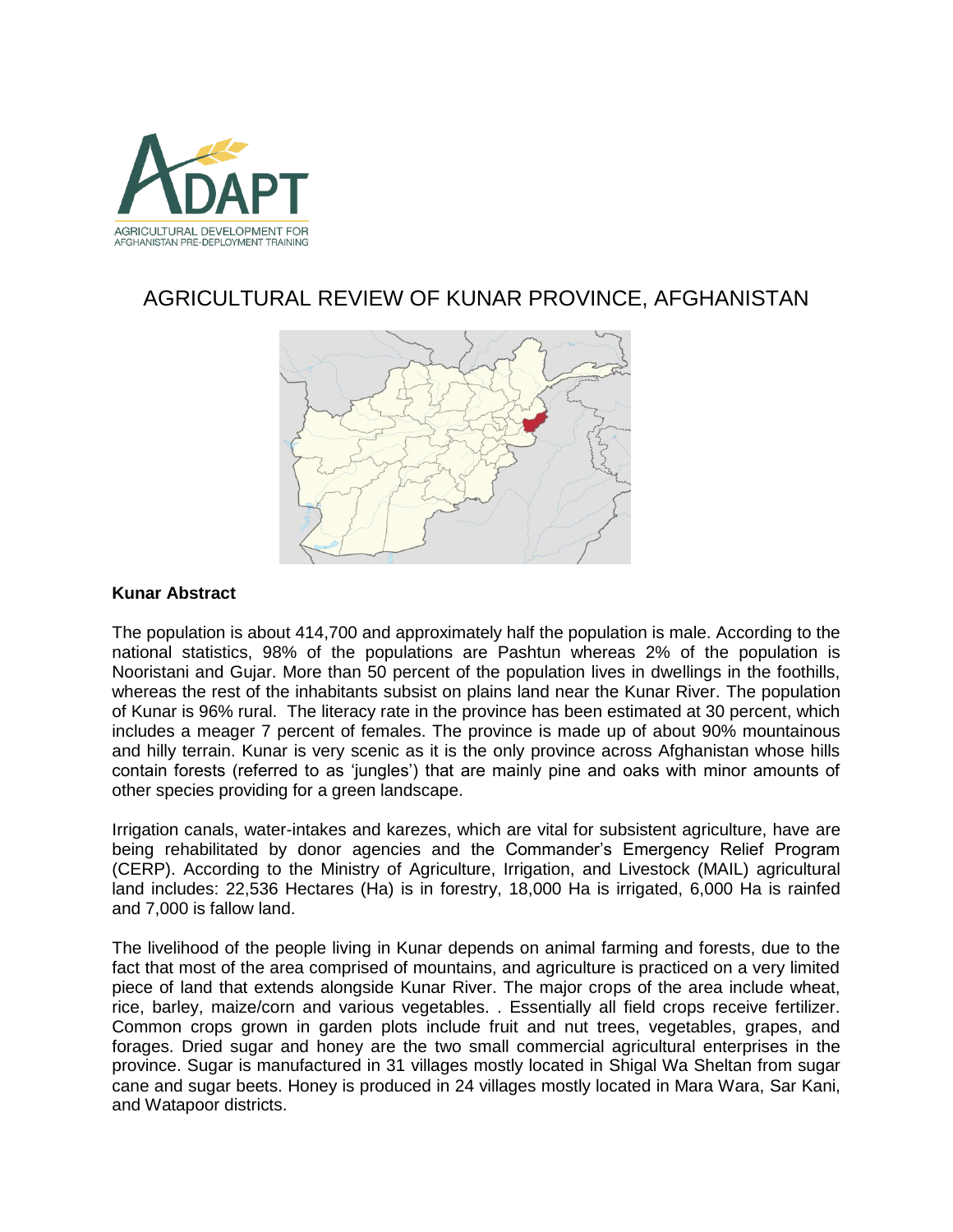ADAPT

AGRICULTURAL DEVELOPMENT FOR AFGHANISTAN PRE-DEPLOYMENT TRAINING

# AGRICULTURAL REVIEW OF KUNAR PROVINCE, AFGHANISTAN

**Kunar Abstract**

The population is about 414,700 and approximately half the population is male. According to the national statistics, 98% of the populations are Pashtun whereas 2% of the population is Nooristani and Gujar. More than 50 percent of the population lives in dwellings in the foothills, whereas the rest of the inhabitants subsist on plains land near the Kunar River. The population of Kunar is 96% rural. The literacy rate in the province has been estimated at 30 percent, which includes a meager 7 percent of females. The province is made up of about 90% mountainous and hilly terrain. Kunar is very scenic as it is the only province across Afghanistan whose hills contain forests (referred to as 'jungles') that are mainly pine and oaks with minor amounts of other species providing for a green landscape.

Irrigation canals, water-intakes and karezes, which are vital for subsistent agriculture, have are being rehabilitated by donor agencies and the Commander's Emergency Relief Program (CERP). According to the Ministry of Agriculture, Irrigation, and Livestock (MAIL) agricultural land includes: 22,536 Hectares (Ha) is in forestry, 18,000 Ha is irrigated, 6,000 Ha is rainfed and 7,000 is fallow land.

The livelihood of the people living in Kunar depends on animal farming and forests, due to the fact that most of the area comprised of mountains, and agriculture is practiced on a very limited piece of land that extends alongside Kunar River. The major crops of the area include wheat, rice, barley, maize/corn and various vegetables. . Essentially all field crops receive fertilizer. Common crops grown in garden plots include fruit and nut trees, vegetables, grapes, and forages. Dried sugar and honey are the two small commercial agricultural enterprises in the province. Sugar is manufactured in 31 villages mostly located in Shigal Wa Sheltan from sugar cane and sugar beets. Honey is produced in 24 villages mostly located in Mara Wara, Sar Kani, and Watapoor districts.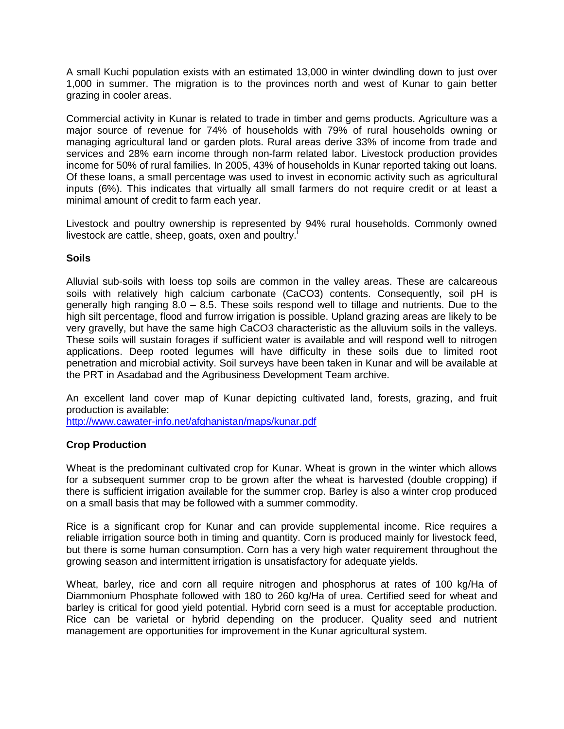A small Kuchi population exists with an estimated 13,000 in winter dwindling down to just over 1,000 in summer. The migration is to the provinces north and west of Kunar to gain better grazing in cooler areas.

Commercial activity in Kunar is related to trade in timber and gems products. Agriculture was a major source of revenue for 74% of households with 79% of rural households owning or managing agricultural land or garden plots. Rural areas derive 33% of income from trade and services and 28% earn income through non-farm related labor. Livestock production provides income for 50% of rural families. In 2005, 43% of households in Kunar reported taking out loans. Of these loans, a small percentage was used to invest in economic activity such as agricultural inputs (6%). This indicates that virtually all small farmers do not require credit or at least a minimal amount of credit to farm each year.

Livestock and poultry ownership is represented by 94% rural households. Commonly owned livestock are cattle, sheep, goats, oxen and poultry.[i]

## Soils

Alluvial sub-soils with loess top soils are common in the valley areas. These are calcareous soils with relatively high calcium carbonate ($CaCO_3$) contents. Consequently, soil pH is generally high ranging 8.0 – 8.5. These soils respond well to tillage and nutrients. Due to the high silt percentage, flood and furrow irrigation is possible. Upland grazing areas are likely to be very gravelly, but have the same high $CaCO_3$ characteristic as the alluvium soils in the valleys. These soils will sustain forages if sufficient water is available and will respond well to nitrogen applications. Deep rooted legumes will have difficulty in these soils due to limited root penetration and microbial activity. Soil surveys have been taken in Kunar and will be available at the PRT in Asadabad and the Agribusiness Development Team archive.

An excellent land cover map of Kunar depicting cultivated land, forests, grazing, and fruit production is available:
http://www.cawater-info.net/afghanistan/maps/kunar.pdf

## Crop Production

Wheat is the predominant cultivated crop for Kunar. Wheat is grown in the winter which allows for a subsequent summer crop to be grown after the wheat is harvested (double cropping) if there is sufficient irrigation available for the summer crop. Barley is also a winter crop produced on a small basis that may be followed with a summer commodity.

Rice is a significant crop for Kunar and can provide supplemental income. Rice requires a reliable irrigation source both in timing and quantity. Corn is produced mainly for livestock feed, but there is some human consumption. Corn has a very high water requirement throughout the growing season and intermittent irrigation is unsatisfactory for adequate yields.

Wheat, barley, rice and corn all require nitrogen and phosphorus at rates of 100 kg/Ha of Diammonium Phosphate followed with 180 to 260 kg/Ha of urea. Certified seed for wheat and barley is critical for good yield potential. Hybrid corn seed is a must for acceptable production. Rice can be varietal or hybrid depending on the producer. Quality seed and nutrient management are opportunities for improvement in the Kunar agricultural system.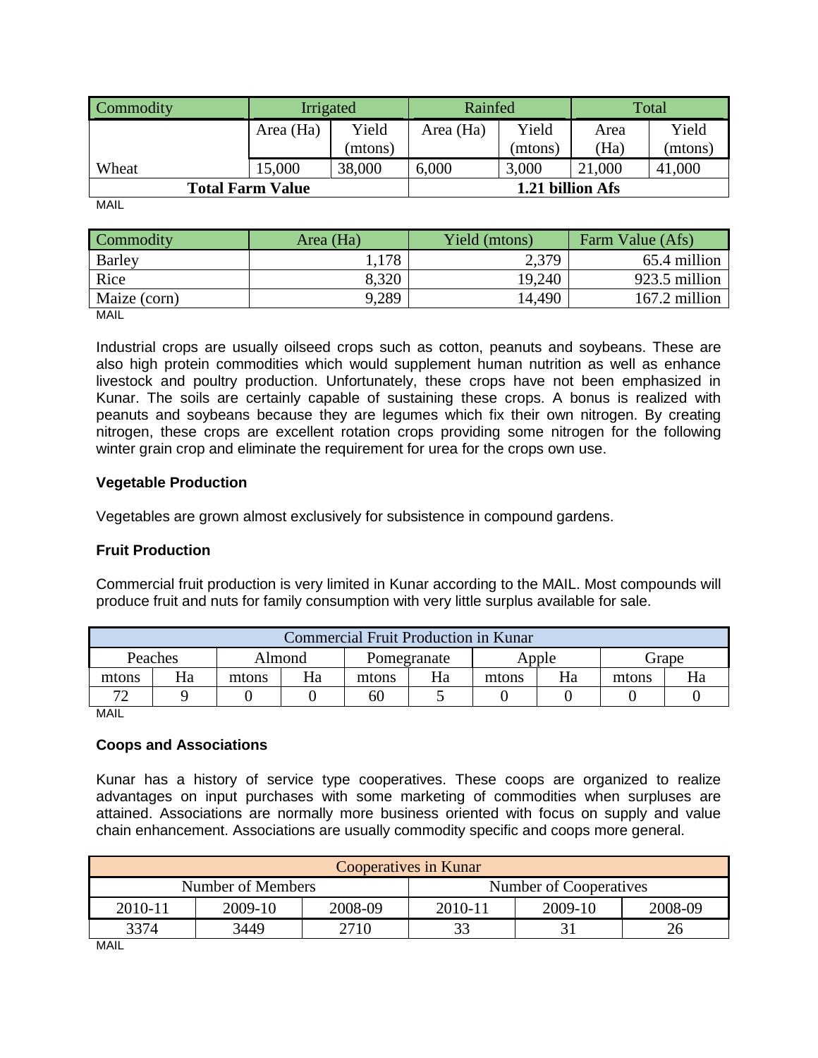| Commodity | Irrigated | | Rainfed | | Total | |
|---|---|---|---|---|---|---|
| | Area (Ha) | Yield (mtons) | Area (Ha) | Yield (mtons) | Area (Ha) | Yield (mtons) |
| Wheat | 15,000 | 38,000 | 6,000 | 3,000 | 21,000 | 41,000 |
| **Total Farm Value** | | | **1.21 billion Afs** | | | |

MAIL

| Commodity | Area (Ha) | Yield (mtons) | Farm Value (Afs) |
|---|---|---|---|
| Barley | 1,178 | 2,379 | 65.4 million |
| Rice | 8,320 | 19,240 | 923.5 million |
| Maize (corn) | 9,289 | 14,490 | 167.2 million |

MAIL

Industrial crops are usually oilseed crops such as cotton, peanuts and soybeans. These are also high protein commodities which would supplement human nutrition as well as enhance livestock and poultry production. Unfortunately, these crops have not been emphasized in Kunar. The soils are certainly capable of sustaining these crops. A bonus is realized with peanuts and soybeans because they are legumes which fix their own nitrogen. By creating nitrogen, these crops are excellent rotation crops providing some nitrogen for the following winter grain crop and eliminate the requirement for urea for the crops own use.

### Vegetable Production

Vegetables are grown almost exclusively for subsistence in compound gardens.

### Fruit Production

Commercial fruit production is very limited in Kunar according to the MAIL. Most compounds will produce fruit and nuts for family consumption with very little surplus available for sale.

| Commercial Fruit Production in Kunar | | | | | | | | | |
|---|---|---|---|---|---|---|---|---|---|
| Peaches | | Almond | | Pomegranate | | Apple | | Grape | |
| mtons | Ha | mtons | Ha | mtons | Ha | mtons | Ha | mtons | Ha |
| 72 | 9 | 0 | 0 | 60 | 5 | 0 | 0 | 0 | 0 |

MAIL

### Coops and Associations

Kunar has a history of service type cooperatives. These coops are organized to realize advantages on input purchases with some marketing of commodities when surpluses are attained. Associations are normally more business oriented with focus on supply and value chain enhancement. Associations are usually commodity specific and coops more general.

| Cooperatives in Kunar | | | | | |
|---|---|---|---|---|---|
| Number of Members | | | Number of Cooperatives | | |
| 2010-11 | 2009-10 | 2008-09 | 2010-11 | 2009-10 | 2008-09 |
| 3374 | 3449 | 2710 | 33 | 31 | 26 |

MAIL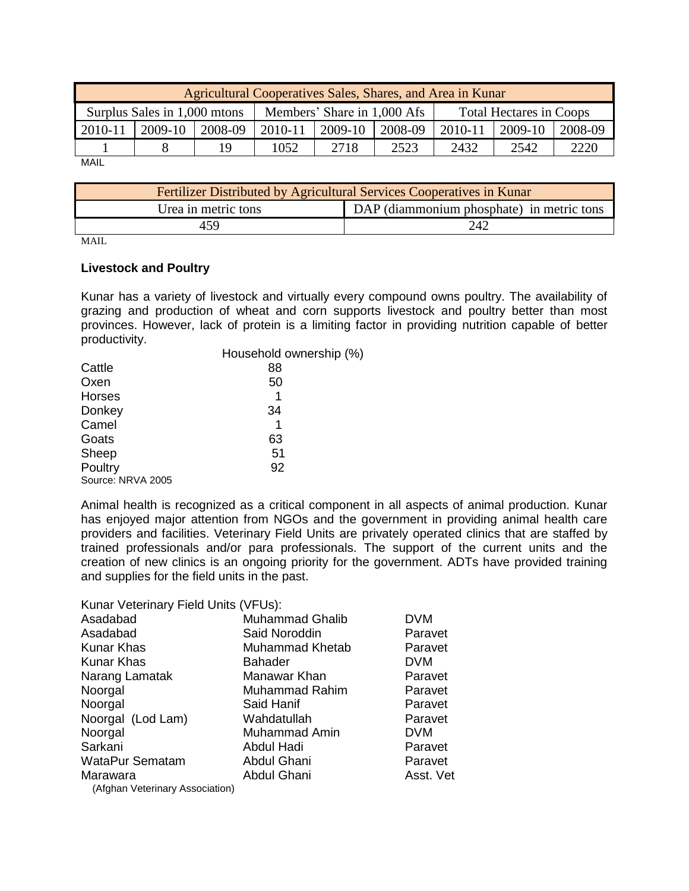| Agricultural Cooperatives Sales, Shares, and Area in Kunar | | | | | | | | |
|---|---|---|---|---|---|---|---|---|
| Surplus Sales in 1,000 mtons | | | Members' Share in 1,000 Afs | | | Total Hectares in Coops | | |
| 2010-11 | 2009-10 | 2008-09 | 2010-11 | 2009-10 | 2008-09 | 2010-11 | 2009-10 | 2008-09 |
| 1 | 8 | 19 | 1052 | 2718 | 2523 | 2432 | 2542 | 2220 |

MAIL

| Fertilizer Distributed by Agricultural Services Cooperatives in Kunar | |
|---|---|
| Urea in metric tons | DAP (diammonium phosphate) in metric tons |
| 459 | 242 |

MAIL

**Livestock and Poultry**

Kunar has a variety of livestock and virtually every compound owns poultry. The availability of grazing and production of wheat and corn supports livestock and poultry better than most provinces. However, lack of protein is a limiting factor in providing nutrition capable of better productivity.

| | Household ownership (%) |
|---|---|
| Cattle | 88 |
| Oxen | 50 |
| Horses | 1 |
| Donkey | 34 |
| Camel | 1 |
| Goats | 63 |
| Sheep | 51 |
| Poultry | 92 |

Source: NRVA 2005

Animal health is recognized as a critical component in all aspects of animal production. Kunar has enjoyed major attention from NGOs and the government in providing animal health care providers and facilities. Veterinary Field Units are privately operated clinics that are staffed by trained professionals and/or para professionals. The support of the current units and the creation of new clinics is an ongoing priority for the government. ADTs have provided training and supplies for the field units in the past.

Kunar Veterinary Field Units (VFUs):

| | | |
|---|---|---|
| Asadabad | Muhammad Ghalib | DVM |
| Asadabad | Said Noroddin | Paravet |
| Kunar Khas | Muhammad Khetab | Paravet |
| Kunar Khas | Bahader | DVM |
| Narang Lamatak | Manawar Khan | Paravet |
| Noorgal | Muhammad Rahim | Paravet |
| Noorgal | Said Hanif | Paravet |
| Noorgal (Lod Lam) | Wahdatullah | Paravet |
| Noorgal | Muhammad Amin | DVM |
| Sarkani | Abdul Hadi | Paravet |
| WataPur Sematam | Abdul Ghani | Paravet |
| Marawara | Abdul Ghani | Asst. Vet |

(Afghan Veterinary Association)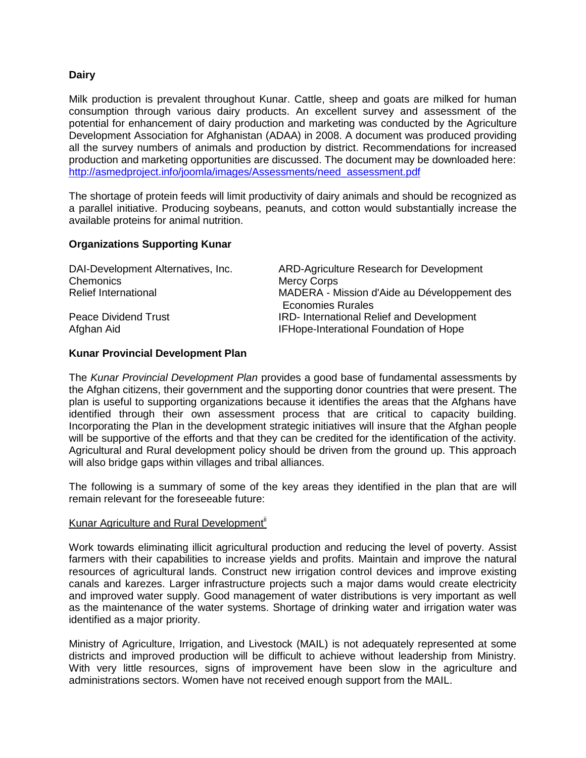### Dairy

Milk production is prevalent throughout Kunar. Cattle, sheep and goats are milked for human consumption through various dairy products. An excellent survey and assessment of the potential for enhancement of dairy production and marketing was conducted by the Agriculture Development Association for Afghanistan (ADAA) in 2008. A document was produced providing all the survey numbers of animals and production by district. Recommendations for increased production and marketing opportunities are discussed. The document may be downloaded here: [http://asmedproject.info/joomla/images/Assessments/need_assessment.pdf](http://asmedproject.info/joomla/images/Assessments/need_assessment.pdf)

The shortage of protein feeds will limit productivity of dairy animals and should be recognized as a parallel initiative. Producing soybeans, peanuts, and cotton would substantially increase the available proteins for animal nutrition.

### Organizations Supporting Kunar

- DAI-Development Alternatives, Inc.
- Chemonics
- Relief International
- Peace Dividend Trust
- Afghan Aid
- ARD-Agriculture Research for Development
- Mercy Corps
- MADERA - Mission d'Aide au Développement des Economies Rurales
- IRD- International Relief and Development
- IFHope-Interational Foundation of Hope

### Kunar Provincial Development Plan

The *Kunar Provincial Development Plan* provides a good base of fundamental assessments by the Afghan citizens, their government and the supporting donor countries that were present. The plan is useful to supporting organizations because it identifies the areas that the Afghans have identified through their own assessment process that are critical to capacity building. Incorporating the Plan in the development strategic initiatives will insure that the Afghan people will be supportive of the efforts and that they can be credited for the identification of the activity. Agricultural and Rural development policy should be driven from the ground up. This approach will also bridge gaps within villages and tribal alliances.

The following is a summary of some of the key areas they identified in the plan that are will remain relevant for the foreseeable future:

Kunar Agriculture and Rural Development[ii]

Work towards eliminating illicit agricultural production and reducing the level of poverty. Assist farmers with their capabilities to increase yields and profits. Maintain and improve the natural resources of agricultural lands. Construct new irrigation control devices and improve existing canals and karezes. Larger infrastructure projects such a major dams would create electricity and improved water supply. Good management of water distributions is very important as well as the maintenance of the water systems. Shortage of drinking water and irrigation water was identified as a major priority.

Ministry of Agriculture, Irrigation, and Livestock (MAIL) is not adequately represented at some districts and improved production will be difficult to achieve without leadership from Ministry. With very little resources, signs of improvement have been slow in the agriculture and administrations sectors. Women have not received enough support from the MAIL.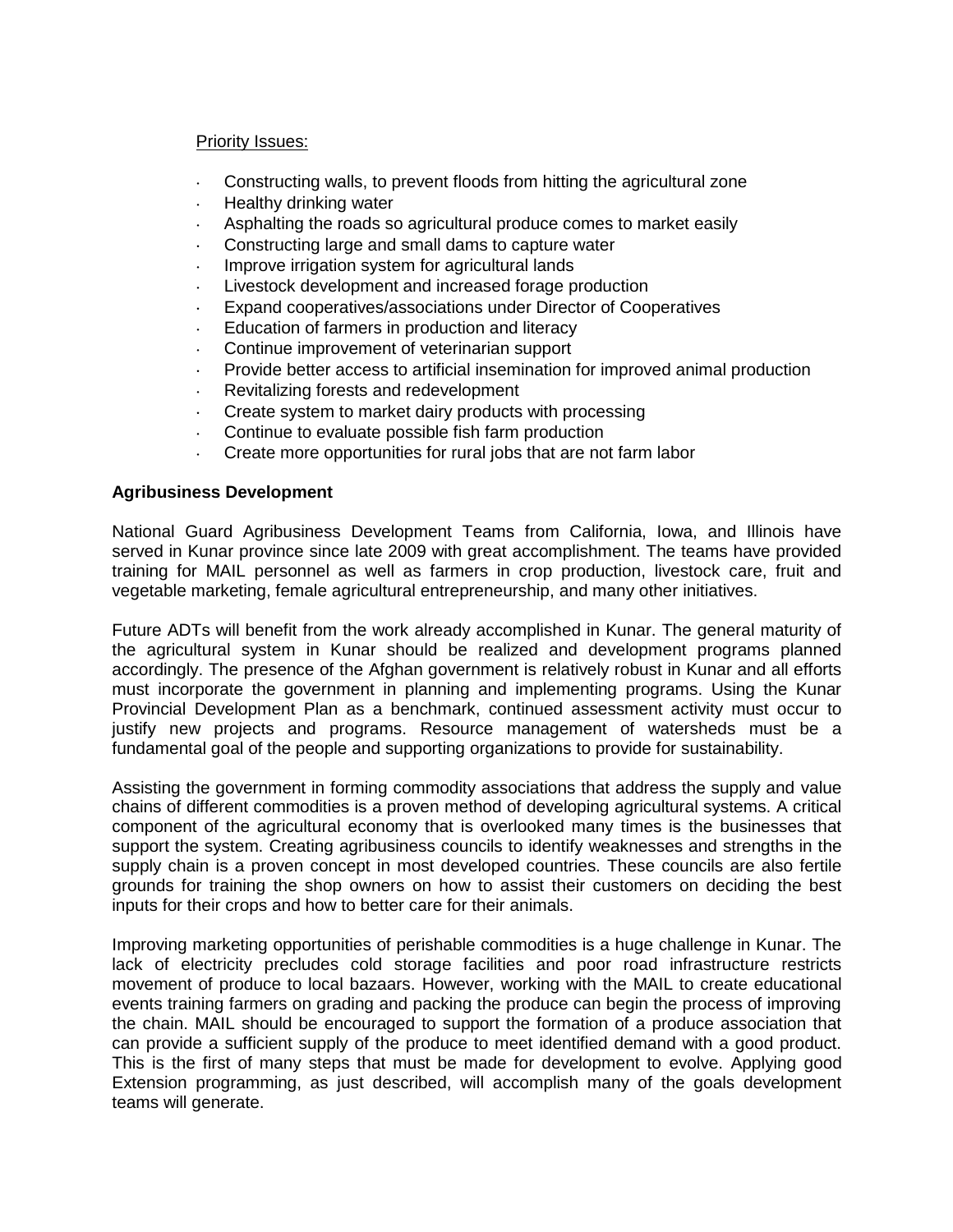Priority Issues:

- Constructing walls, to prevent floods from hitting the agricultural zone
- Healthy drinking water
- Asphalting the roads so agricultural produce comes to market easily
- Constructing large and small dams to capture water
- Improve irrigation system for agricultural lands
- Livestock development and increased forage production
- Expand cooperatives/associations under Director of Cooperatives
- Education of farmers in production and literacy
- Continue improvement of veterinarian support
- Provide better access to artificial insemination for improved animal production
- Revitalizing forests and redevelopment
- Create system to market dairy products with processing
- Continue to evaluate possible fish farm production
- Create more opportunities for rural jobs that are not farm labor

**Agribusiness Development**

National Guard Agribusiness Development Teams from California, Iowa, and Illinois have served in Kunar province since late 2009 with great accomplishment. The teams have provided training for MAIL personnel as well as farmers in crop production, livestock care, fruit and vegetable marketing, female agricultural entrepreneurship, and many other initiatives.

Future ADTs will benefit from the work already accomplished in Kunar. The general maturity of the agricultural system in Kunar should be realized and development programs planned accordingly. The presence of the Afghan government is relatively robust in Kunar and all efforts must incorporate the government in planning and implementing programs. Using the Kunar Provincial Development Plan as a benchmark, continued assessment activity must occur to justify new projects and programs. Resource management of watersheds must be a fundamental goal of the people and supporting organizations to provide for sustainability.

Assisting the government in forming commodity associations that address the supply and value chains of different commodities is a proven method of developing agricultural systems. A critical component of the agricultural economy that is overlooked many times is the businesses that support the system. Creating agribusiness councils to identify weaknesses and strengths in the supply chain is a proven concept in most developed countries. These councils are also fertile grounds for training the shop owners on how to assist their customers on deciding the best inputs for their crops and how to better care for their animals.

Improving marketing opportunities of perishable commodities is a huge challenge in Kunar. The lack of electricity precludes cold storage facilities and poor road infrastructure restricts movement of produce to local bazaars. However, working with the MAIL to create educational events training farmers on grading and packing the produce can begin the process of improving the chain. MAIL should be encouraged to support the formation of a produce association that can provide a sufficient supply of the produce to meet identified demand with a good product. This is the first of many steps that must be made for development to evolve. Applying good Extension programming, as just described, will accomplish many of the goals development teams will generate.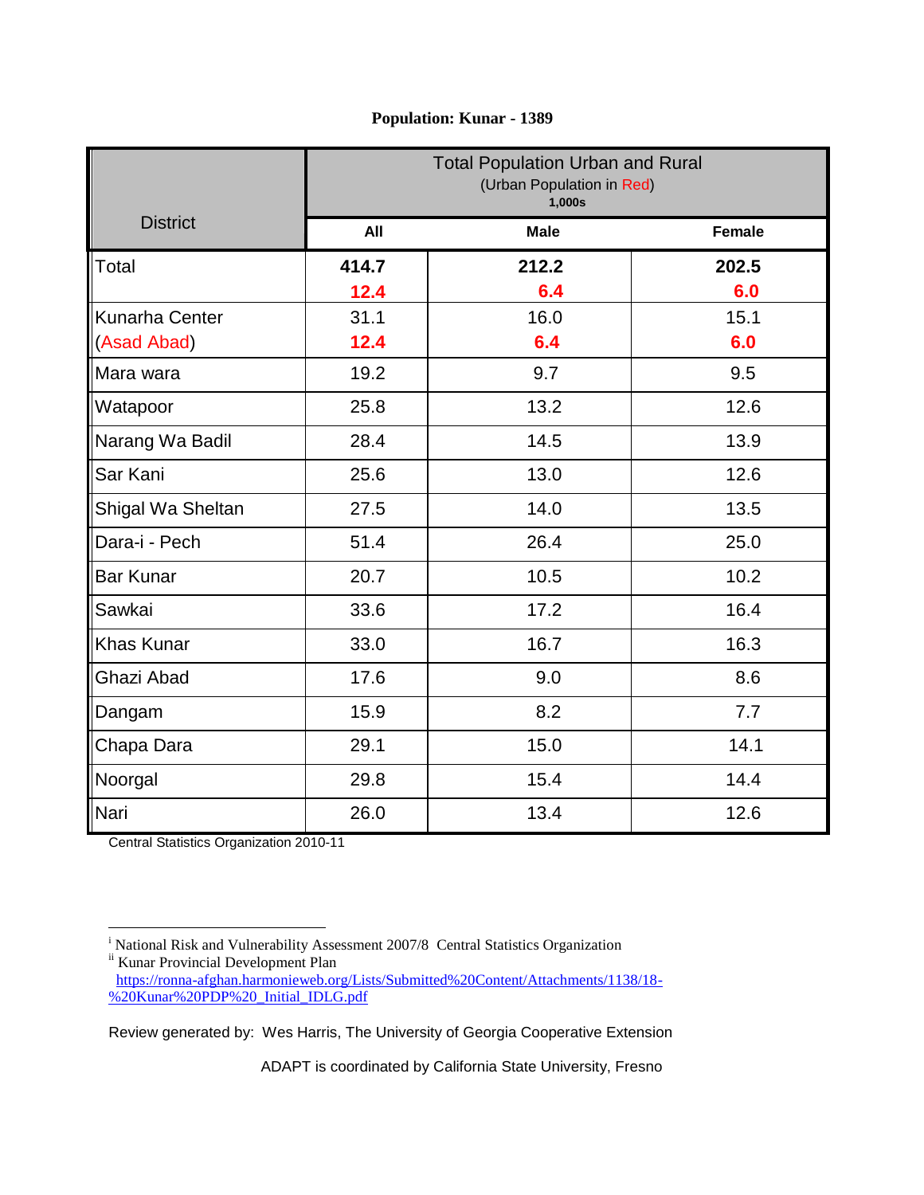**Population: Kunar - 1389**

| District | Total Population Urban and Rural (Urban Population in Red) 1,000s | | |
|---|---|---|---|
| | All | Male | Female |
| Total | **414.7** **12.4** | **212.2** **6.4** | **202.5** **6.0** |
| Kunarha Center (Asad Abad) | 31.1 **12.4** | 16.0 **6.4** | 15.1 **6.0** |
| Mara wara | 19.2 | 9.7 | 9.5 |
| Watapoor | 25.8 | 13.2 | 12.6 |
| Narang Wa Badil | 28.4 | 14.5 | 13.9 |
| Sar Kani | 25.6 | 13.0 | 12.6 |
| Shigal Wa Sheltan | 27.5 | 14.0 | 13.5 |
| Dara-i - Pech | 51.4 | 26.4 | 25.0 |
| Bar Kunar | 20.7 | 10.5 | 10.2 |
| Sawkai | 33.6 | 17.2 | 16.4 |
| Khas Kunar | 33.0 | 16.7 | 16.3 |
| Ghazi Abad | 17.6 | 9.0 | 8.6 |
| Dangam | 15.9 | 8.2 | 7.7 |
| Chapa Dara | 29.1 | 15.0 | 14.1 |
| Noorgal | 29.8 | 15.4 | 14.4 |
| Nari | 26.0 | 13.4 | 12.6 |

Central Statistics Organization 2010-11

---

[i] National Risk and Vulnerability Assessment 2007/8 Central Statistics Organization

[ii] Kunar Provincial Development Plan https://ronna-afghan.harmonieweb.org/Lists/Submitted%20Content/Attachments/1138/18-%20Kunar%20PDP%20_Initial_IDLG.pdf

Review generated by: Wes Harris, The University of Georgia Cooperative Extension

ADAPT is coordinated by California State University, Fresno